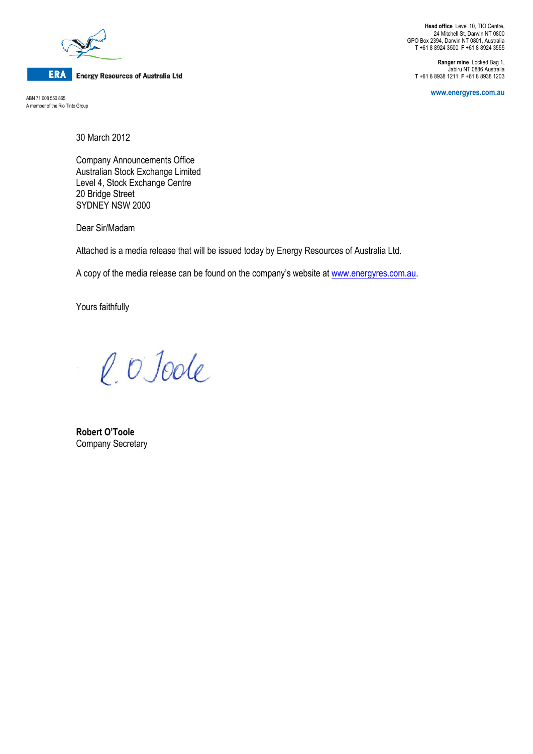**ERA** Energy Resources of Australia Ltd

ABN 71 008 550 865
A member of the Rio Tinto Group

**Head office** Level 10, TIO Centre,
24 Mitchell St, Darwin NT 0800
GPO Box 2394, Darwin NT 0801, Australia
**T** +61 8 8924 3500 **F** +61 8 8924 3555

**Ranger mine** Locked Bag 1,
Jabiru NT 0886 Australia
**T** +61 8 8938 1211 **F** +61 8 8938 1203

**www.energyres.com.au**

30 March 2012

Company Announcements Office
Australian Stock Exchange Limited
Level 4, Stock Exchange Centre
20 Bridge Street
SYDNEY NSW 2000

Dear Sir/Madam

Attached is a media release that will be issued today by Energy Resources of Australia Ltd.

A copy of the media release can be found on the company's website at www.energyres.com.au.

Yours faithfully

R. O'Toole

**Robert O'Toole**
Company Secretary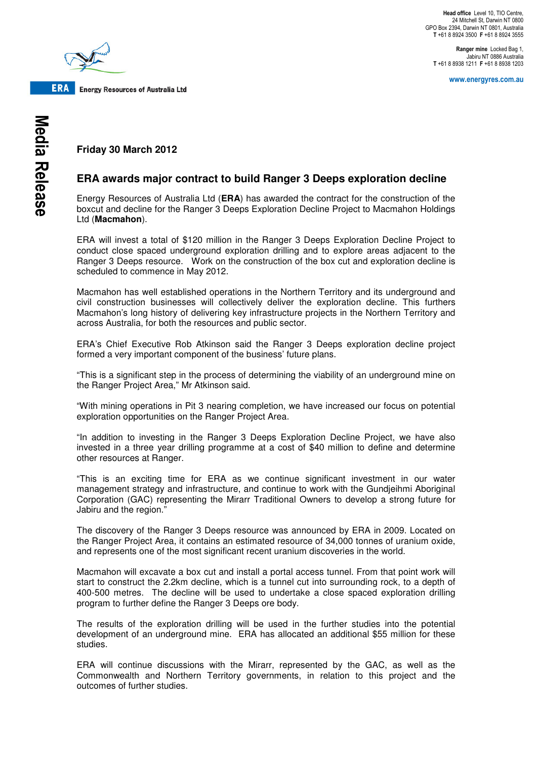**Friday 30 March 2012**

## ERA awards major contract to build Ranger 3 Deeps exploration decline

Energy Resources of Australia Ltd (**ERA**) has awarded the contract for the construction of the boxcut and decline for the Ranger 3 Deeps Exploration Decline Project to Macmahon Holdings Ltd (**Macmahon**).

ERA will invest a total of $120 million in the Ranger 3 Deeps Exploration Decline Project to conduct close spaced underground exploration drilling and to explore areas adjacent to the Ranger 3 Deeps resource. Work on the construction of the box cut and exploration decline is scheduled to commence in May 2012.

Macmahon has well established operations in the Northern Territory and its underground and civil construction businesses will collectively deliver the exploration decline. This furthers Macmahon's long history of delivering key infrastructure projects in the Northern Territory and across Australia, for both the resources and public sector.

ERA's Chief Executive Rob Atkinson said the Ranger 3 Deeps exploration decline project formed a very important component of the business' future plans.

"This is a significant step in the process of determining the viability of an underground mine on the Ranger Project Area," Mr Atkinson said.

"With mining operations in Pit 3 nearing completion, we have increased our focus on potential exploration opportunities on the Ranger Project Area.

"In addition to investing in the Ranger 3 Deeps Exploration Decline Project, we have also invested in a three year drilling programme at a cost of $40 million to define and determine other resources at Ranger.

"This is an exciting time for ERA as we continue significant investment in our water management strategy and infrastructure, and continue to work with the Gundjeihmi Aboriginal Corporation (GAC) representing the Mirarr Traditional Owners to develop a strong future for Jabiru and the region."

The discovery of the Ranger 3 Deeps resource was announced by ERA in 2009. Located on the Ranger Project Area, it contains an estimated resource of 34,000 tonnes of uranium oxide, and represents one of the most significant recent uranium discoveries in the world.

Macmahon will excavate a box cut and install a portal access tunnel. From that point work will start to construct the 2.2km decline, which is a tunnel cut into surrounding rock, to a depth of 400-500 metres. The decline will be used to undertake a close spaced exploration drilling program to further define the Ranger 3 Deeps ore body.

The results of the exploration drilling will be used in the further studies into the potential development of an underground mine. ERA has allocated an additional $55 million for these studies.

ERA will continue discussions with the Mirarr, represented by the GAC, as well as the Commonwealth and Northern Territory governments, in relation to this project and the outcomes of further studies.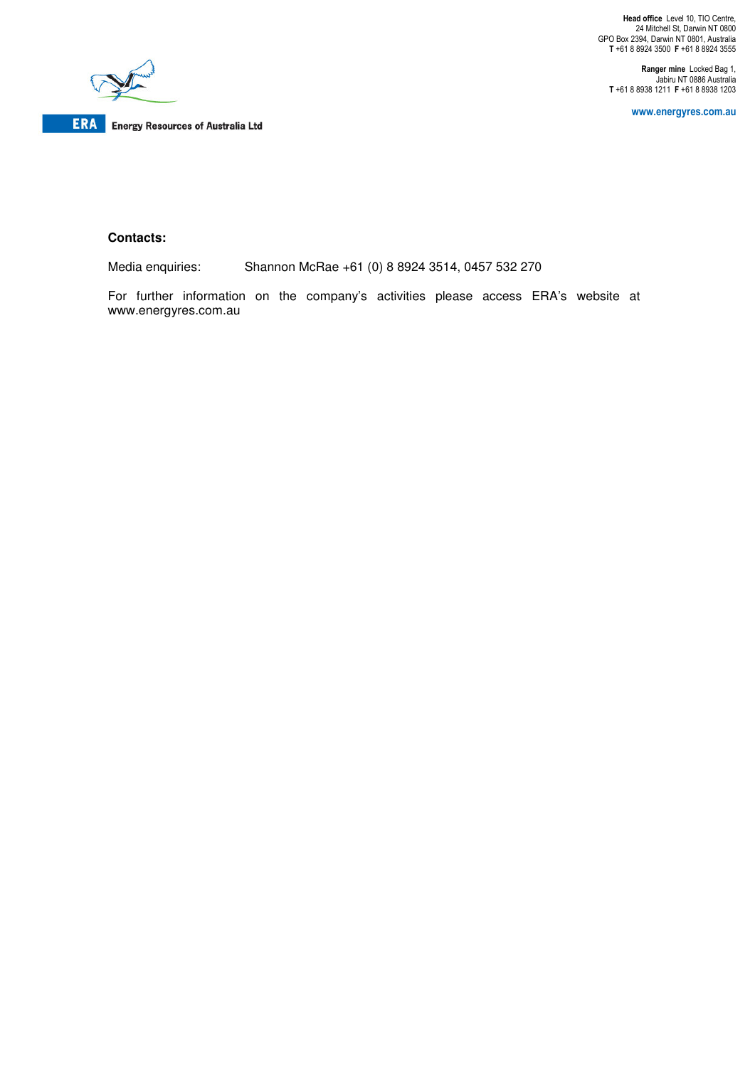**Contacts:**

Media enquiries: Shannon McRae +61 (0) 8 8924 3514, 0457 532 270

For further information on the company's activities please access ERA's website at www.energyres.com.au